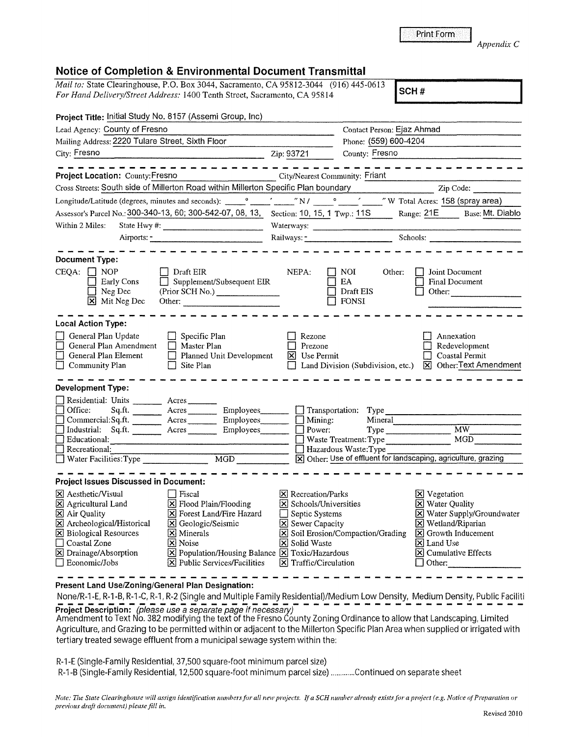Print Form

*Appendix C*

## Notice of Completion & Environmental Document Transmittal

*Mail to:* State Clearinghouse, P.O. Box 3044, Sacramento, CA 95812-3044 (916) 445-0613
*For Hand Delivery/Street Address:* 1400 Tenth Street, Sacramento, CA 95814

**SCH #**

**Project Title:** Initial Study No. 8157 (Assemi Group, Inc)

Lead Agency: County of Fresno — Contact Person: Ejaz Ahmad

Mailing Address: 2220 Tulare Street, Sixth Floor — Phone: (559) 600-4204

City: Fresno — Zip: 93721 — County: Fresno

---

**Project Location:** County: Fresno — City/Nearest Community: Friant

Cross Streets: South side of Millerton Road within Millerton Specific Plan boundary — Zip Code:

Longitude/Latitude (degrees, minutes and seconds): ___° ___′ ___″ N / ___° ___′ ___″ W Total Acres: 158 (spray area)

Assessor's Parcel No.: 300-340-13, 60; 300-542-07, 08, 13, — Section: 10, 15, 1 — Twp.: 11S — Range: 21E — Base: Mt. Diablo

Within 2 Miles: State Hwy #: — Waterways:

Airports: - — Railways: - — Schools:

---

**Document Type:**

CEQA:
- [ ] NOP
- [ ] Early Cons
- [ ] Neg Dec
- [x] Mit Neg Dec
- [ ] Draft EIR
- [ ] Supplement/Subsequent EIR (Prior SCH No.)
- Other:

NEPA:
- [ ] NOI
- [ ] EA
- [ ] Draft EIS
- [ ] FONSI

Other:
- [ ] Joint Document
- [ ] Final Document
- [ ] Other:

---

**Local Action Type:**

- [ ] General Plan Update
- [ ] General Plan Amendment
- [ ] General Plan Element
- [ ] Community Plan
- [ ] Specific Plan
- [ ] Master Plan
- [ ] Planned Unit Development
- [ ] Site Plan
- [ ] Rezone
- [ ] Prezone
- [x] Use Permit
- [ ] Land Division (Subdivision, etc.)
- [ ] Annexation
- [ ] Redevelopment
- [ ] Coastal Permit
- [x] Other: Text Amendment

---

**Development Type:**

- [ ] Residential: Units ___ Acres ___
- [ ] Office: Sq.ft. ___ Acres ___ Employees ___
- [ ] Commercial: Sq.ft. ___ Acres ___ Employees ___
- [ ] Industrial: Sq.ft. ___ Acres ___ Employees ___
- [ ] Educational:
- [ ] Recreational:
- [ ] Water Facilities: Type ___ MGD ___
- [ ] Transportation: Type
- [ ] Mining: Mineral
- [ ] Power: Type ___ MW
- [ ] Waste Treatment: Type ___ MGD
- [ ] Hazardous Waste: Type
- [x] Other: Use of effluent for landscaping, agriculture, grazing

---

**Project Issues Discussed in Document:**

- [x] Aesthetic/Visual
- [x] Agricultural Land
- [x] Air Quality
- [x] Archeological/Historical
- [x] Biological Resources
- [ ] Coastal Zone
- [x] Drainage/Absorption
- [ ] Economic/Jobs
- [ ] Fiscal
- [x] Flood Plain/Flooding
- [x] Forest Land/Fire Hazard
- [x] Geologic/Seismic
- [x] Minerals
- [x] Noise
- [x] Population/Housing Balance
- [x] Public Services/Facilities
- [x] Recreation/Parks
- [x] Schools/Universities
- [ ] Septic Systems
- [x] Sewer Capacity
- [x] Soil Erosion/Compaction/Grading
- [x] Solid Waste
- [x] Toxic/Hazardous
- [x] Traffic/Circulation
- [x] Vegetation
- [x] Water Quality
- [x] Water Supply/Groundwater
- [x] Wetland/Riparian
- [x] Growth Inducement
- [x] Land Use
- [x] Cumulative Effects
- [ ] Other:

---

**Present Land Use/Zoning/General Plan Designation:**

None/R-1-E, R-1-B, R-1-C, R-1, R-2 (Single and Multiple Family Residential)/Medium Low Density, Medium Density, Public Faciliti

**Project Description:** *(please use a separate page if necessary)*

Amendment to Text No. 382 modifying the text of the Fresno County Zoning Ordinance to allow that Landscaping, Limited Agriculture, and Grazing to be permitted within or adjacent to the Millerton Specific Plan Area when supplied or irrigated with tertiary treated sewage effluent from a municipal sewage system within the:

R-1-E (Single-Family Residential, 37,500 square-foot minimum parcel size)
R-1-B (Single-Family Residential, 12,500 square-foot minimum parcel size) .............Continued on separate sheet

*Note: The State Clearinghouse will assign identification numbers for all new projects. If a SCH number already exists for a project (e.g. Notice of Preparation or previous draft document) please fill in.*

Revised 2010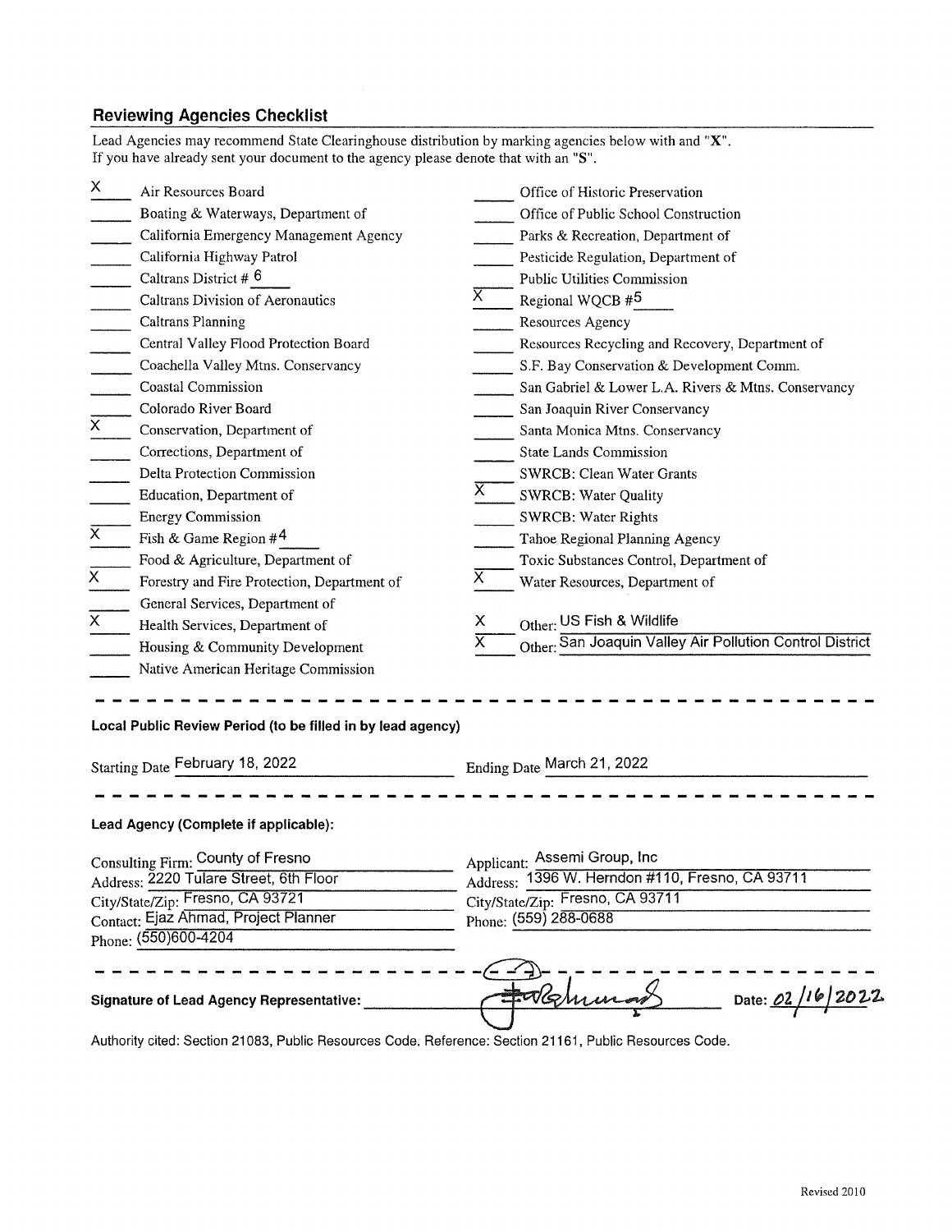## Reviewing Agencies Checklist

Lead Agencies may recommend State Clearinghouse distribution by marking agencies below with and "**X**".
If you have already sent your document to the agency please denote that with an "**S**".

| | Agency | | Agency |
|---|---|---|---|
| X | Air Resources Board | | Office of Historic Preservation |
| | Boating & Waterways, Department of | | Office of Public School Construction |
| | California Emergency Management Agency | | Parks & Recreation, Department of |
| | California Highway Patrol | | Pesticide Regulation, Department of |
| | Caltrans District # 6 | | Public Utilities Commission |
| | Caltrans Division of Aeronautics | X | Regional WQCB #5 |
| | Caltrans Planning | | Resources Agency |
| | Central Valley Flood Protection Board | | Resources Recycling and Recovery, Department of |
| | Coachella Valley Mtns. Conservancy | | S.F. Bay Conservation & Development Comm. |
| | Coastal Commission | | San Gabriel & Lower L.A. Rivers & Mtns. Conservancy |
| | Colorado River Board | | San Joaquin River Conservancy |
| X | Conservation, Department of | | Santa Monica Mtns. Conservancy |
| | Corrections, Department of | | State Lands Commission |
| | Delta Protection Commission | | SWRCB: Clean Water Grants |
| | Education, Department of | X | SWRCB: Water Quality |
| | Energy Commission | | SWRCB: Water Rights |
| X | Fish & Game Region #4 | | Tahoe Regional Planning Agency |
| | Food & Agriculture, Department of | | Toxic Substances Control, Department of |
| X | Forestry and Fire Protection, Department of | X | Water Resources, Department of |
| | General Services, Department of | | |
| X | Health Services, Department of | X | Other: US Fish & Wildlife |
| | Housing & Community Development | X | Other: San Joaquin Valley Air Pollution Control District |
| | Native American Heritage Commission | | |

---

**Local Public Review Period (to be filled in by lead agency)**

Starting Date February 18, 2022 Ending Date March 21, 2022

---

**Lead Agency (Complete if applicable):**

Consulting Firm: County of Fresno
Address: 2220 Tulare Street, 6th Floor
City/State/Zip: Fresno, CA 93721
Contact: Ejaz Ahmad, Project Planner
Phone: (550)600-4204

Applicant: Assemi Group, Inc
Address: 1396 W. Herndon #110, Fresno, CA 93711
City/State/Zip: Fresno, CA 93711
Phone: (559) 288-0688

---

**Signature of Lead Agency Representative:** [signature] **Date:** 02/16/2022

Authority cited: Section 21083, Public Resources Code. Reference: Section 21161, Public Resources Code.

Revised 2010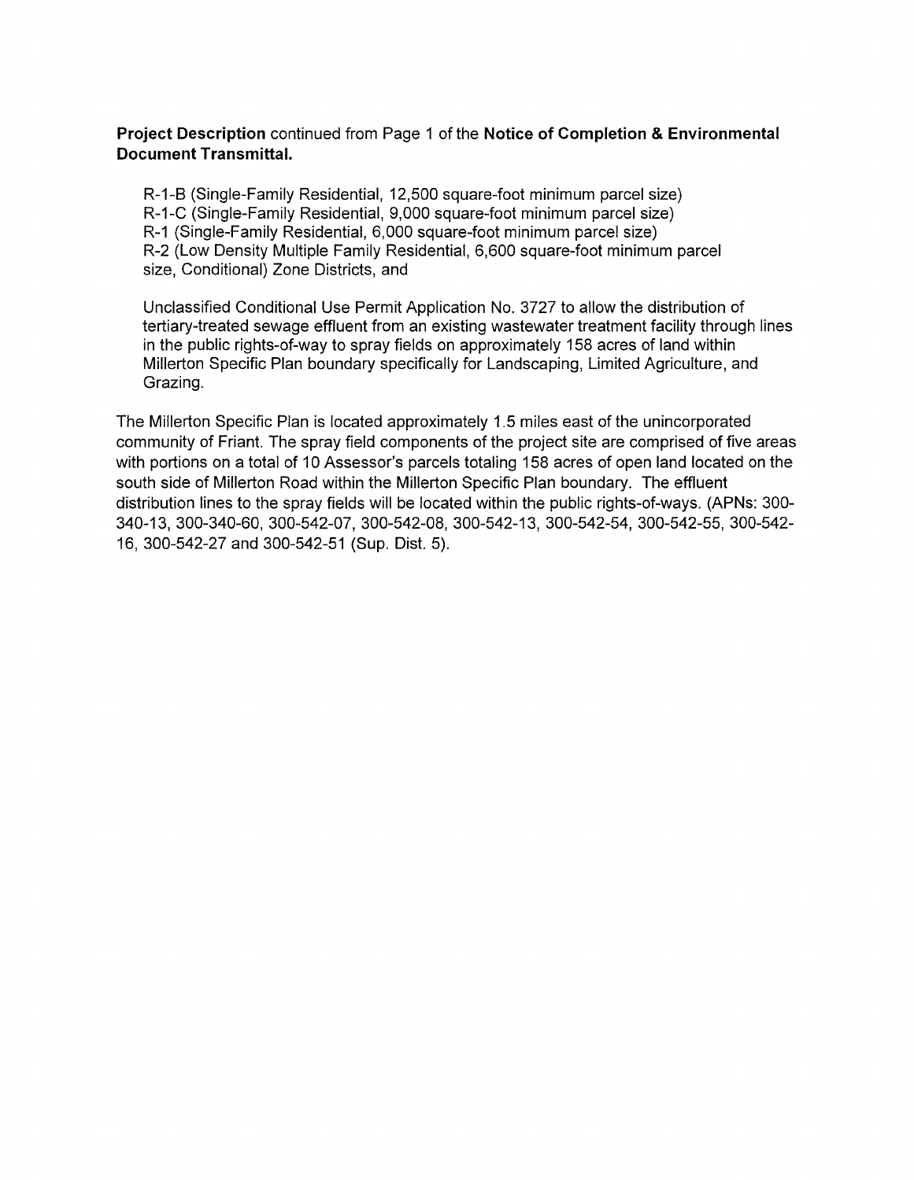**Project Description** continued from Page 1 of the **Notice of Completion & Environmental Document Transmittal.**

R-1-B (Single-Family Residential, 12,500 square-foot minimum parcel size)
R-1-C (Single-Family Residential, 9,000 square-foot minimum parcel size)
R-1 (Single-Family Residential, 6,000 square-foot minimum parcel size)
R-2 (Low Density Multiple Family Residential, 6,600 square-foot minimum parcel size, Conditional) Zone Districts, and

Unclassified Conditional Use Permit Application No. 3727 to allow the distribution of tertiary-treated sewage effluent from an existing wastewater treatment facility through lines in the public rights-of-way to spray fields on approximately 158 acres of land within Millerton Specific Plan boundary specifically for Landscaping, Limited Agriculture, and Grazing.

The Millerton Specific Plan is located approximately 1.5 miles east of the unincorporated community of Friant. The spray field components of the project site are comprised of five areas with portions on a total of 10 Assessor's parcels totaling 158 acres of open land located on the south side of Millerton Road within the Millerton Specific Plan boundary. The effluent distribution lines to the spray fields will be located within the public rights-of-ways. (APNs: 300-340-13, 300-340-60, 300-542-07, 300-542-08, 300-542-13, 300-542-54, 300-542-55, 300-542-16, 300-542-27 and 300-542-51 (Sup. Dist. 5).